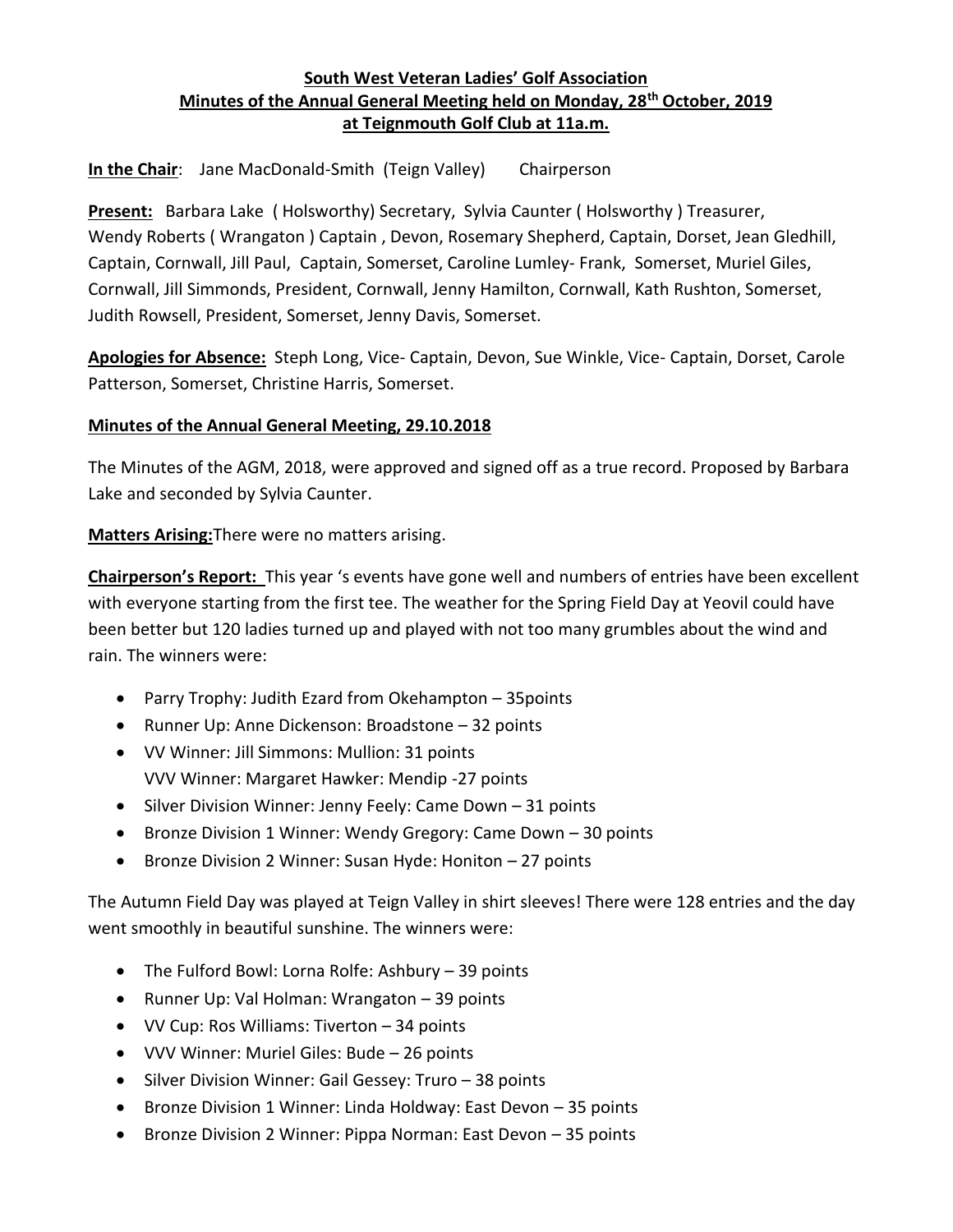**South West Veteran Ladies' Golf Association**
**Minutes of the Annual General Meeting held on Monday, 28th October, 2019**
**at Teignmouth Golf Club at 11a.m.**

**In the Chair**: Jane MacDonald-Smith (Teign Valley) Chairperson

**Present:** Barbara Lake ( Holsworthy) Secretary, Sylvia Caunter ( Holsworthy ) Treasurer, Wendy Roberts ( Wrangaton ) Captain , Devon, Rosemary Shepherd, Captain, Dorset, Jean Gledhill, Captain, Cornwall, Jill Paul, Captain, Somerset, Caroline Lumley- Frank, Somerset, Muriel Giles, Cornwall, Jill Simmonds, President, Cornwall, Jenny Hamilton, Cornwall, Kath Rushton, Somerset, Judith Rowsell, President, Somerset, Jenny Davis, Somerset.

**Apologies for Absence:** Steph Long, Vice- Captain, Devon, Sue Winkle, Vice- Captain, Dorset, Carole Patterson, Somerset, Christine Harris, Somerset.

**Minutes of the Annual General Meeting, 29.10.2018**

The Minutes of the AGM, 2018, were approved and signed off as a true record. Proposed by Barbara Lake and seconded by Sylvia Caunter.

**Matters Arising:** There were no matters arising.

**Chairperson's Report:** This year 's events have gone well and numbers of entries have been excellent with everyone starting from the first tee. The weather for the Spring Field Day at Yeovil could have been better but 120 ladies turned up and played with not too many grumbles about the wind and rain. The winners were:

- Parry Trophy: Judith Ezard from Okehampton – 35points
- Runner Up: Anne Dickenson: Broadstone – 32 points
- VV Winner: Jill Simmons: Mullion: 31 points
  VVV Winner: Margaret Hawker: Mendip -27 points
- Silver Division Winner: Jenny Feely: Came Down – 31 points
- Bronze Division 1 Winner: Wendy Gregory: Came Down – 30 points
- Bronze Division 2 Winner: Susan Hyde: Honiton – 27 points

The Autumn Field Day was played at Teign Valley in shirt sleeves! There were 128 entries and the day went smoothly in beautiful sunshine. The winners were:

- The Fulford Bowl: Lorna Rolfe: Ashbury – 39 points
- Runner Up: Val Holman: Wrangaton – 39 points
- VV Cup: Ros Williams: Tiverton – 34 points
- VVV Winner: Muriel Giles: Bude – 26 points
- Silver Division Winner: Gail Gessey: Truro – 38 points
- Bronze Division 1 Winner: Linda Holdway: East Devon – 35 points
- Bronze Division 2 Winner: Pippa Norman: East Devon – 35 points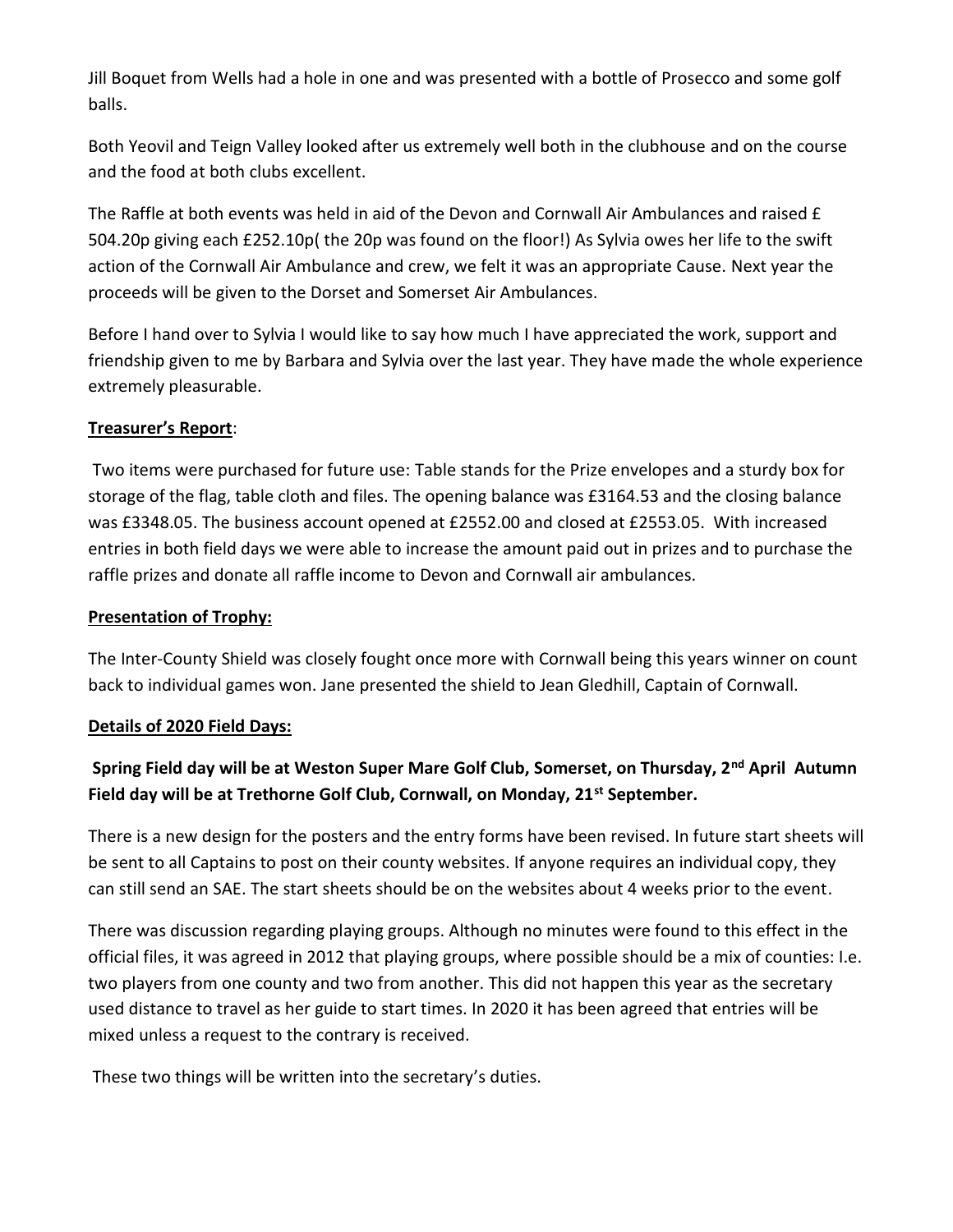Jill Boquet from Wells had a hole in one and was presented with a bottle of Prosecco and some golf balls.

Both Yeovil and Teign Valley looked after us extremely well both in the clubhouse and on the course and the food at both clubs excellent.

The Raffle at both events was held in aid of the Devon and Cornwall Air Ambulances and raised £ 504.20p giving each £252.10p( the 20p was found on the floor!) As Sylvia owes her life to the swift action of the Cornwall Air Ambulance and crew, we felt it was an appropriate Cause. Next year the proceeds will be given to the Dorset and Somerset Air Ambulances.

Before I hand over to Sylvia I would like to say how much I have appreciated the work, support and friendship given to me by Barbara and Sylvia over the last year. They have made the whole experience extremely pleasurable.

**Treasurer's Report**:

Two items were purchased for future use: Table stands for the Prize envelopes and a sturdy box for storage of the flag, table cloth and files. The opening balance was £3164.53 and the closing balance was £3348.05. The business account opened at £2552.00 and closed at £2553.05. With increased entries in both field days we were able to increase the amount paid out in prizes and to purchase the raffle prizes and donate all raffle income to Devon and Cornwall air ambulances.

**Presentation of Trophy:**

The Inter-County Shield was closely fought once more with Cornwall being this years winner on count back to individual games won. Jane presented the shield to Jean Gledhill, Captain of Cornwall.

**Details of 2020 Field Days:**

**Spring Field day will be at Weston Super Mare Golf Club, Somerset, on Thursday, 2nd April Autumn Field day will be at Trethorne Golf Club, Cornwall, on Monday, 21st September.**

There is a new design for the posters and the entry forms have been revised. In future start sheets will be sent to all Captains to post on their county websites. If anyone requires an individual copy, they can still send an SAE. The start sheets should be on the websites about 4 weeks prior to the event.

There was discussion regarding playing groups. Although no minutes were found to this effect in the official files, it was agreed in 2012 that playing groups, where possible should be a mix of counties: I.e. two players from one county and two from another. This did not happen this year as the secretary used distance to travel as her guide to start times. In 2020 it has been agreed that entries will be mixed unless a request to the contrary is received.

These two things will be written into the secretary's duties.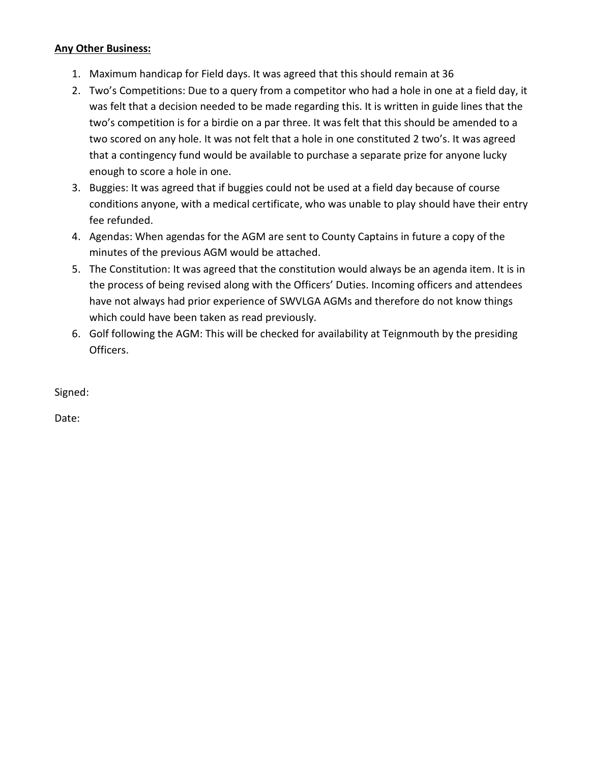**Any Other Business:**

1. Maximum handicap for Field days. It was agreed that this should remain at 36
2. Two's Competitions: Due to a query from a competitor who had a hole in one at a field day, it was felt that a decision needed to be made regarding this. It is written in guide lines that the two's competition is for a birdie on a par three. It was felt that this should be amended to a two scored on any hole. It was not felt that a hole in one constituted 2 two's. It was agreed that a contingency fund would be available to purchase a separate prize for anyone lucky enough to score a hole in one.
3. Buggies: It was agreed that if buggies could not be used at a field day because of course conditions anyone, with a medical certificate, who was unable to play should have their entry fee refunded.
4. Agendas: When agendas for the AGM are sent to County Captains in future a copy of the minutes of the previous AGM would be attached.
5. The Constitution: It was agreed that the constitution would always be an agenda item. It is in the process of being revised along with the Officers' Duties. Incoming officers and attendees have not always had prior experience of SWVLGA AGMs and therefore do not know things which could have been taken as read previously.
6. Golf following the AGM: This will be checked for availability at Teignmouth by the presiding Officers.

Signed:

Date: